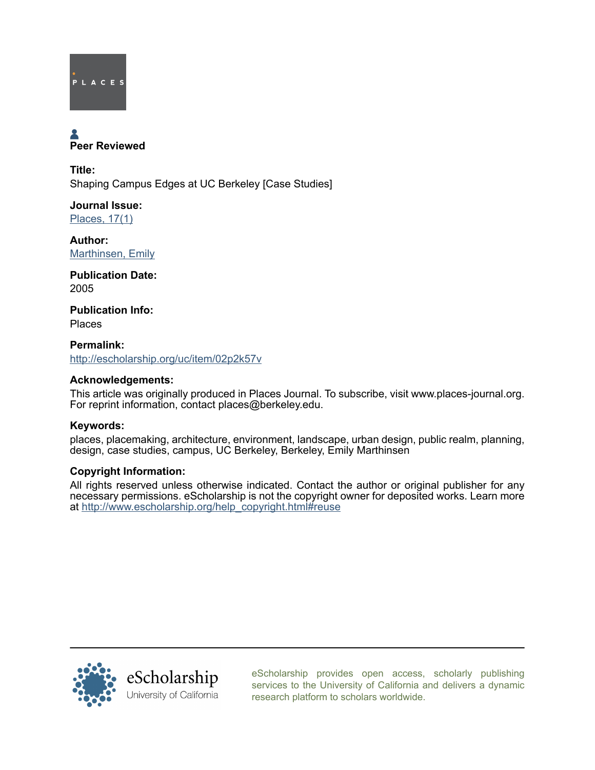PLACES

Peer Reviewed

**Title:**
Shaping Campus Edges at UC Berkeley [Case Studies]

**Journal Issue:**
Places, 17(1)

**Author:**
Marthinsen, Emily

**Publication Date:**
2005

**Publication Info:**
Places

**Permalink:**
http://escholarship.org/uc/item/02p2k57v

**Acknowledgements:**
This article was originally produced in Places Journal. To subscribe, visit www.places-journal.org. For reprint information, contact places@berkeley.edu.

**Keywords:**
places, placemaking, architecture, environment, landscape, urban design, public realm, planning, design, case studies, campus, UC Berkeley, Berkeley, Emily Marthinsen

**Copyright Information:**
All rights reserved unless otherwise indicated. Contact the author or original publisher for any necessary permissions. eScholarship is not the copyright owner for deposited works. Learn more at http://www.escholarship.org/help_copyright.html#reuse

eScholarship
University of California

eScholarship provides open access, scholarly publishing services to the University of California and delivers a dynamic research platform to scholars worldwide.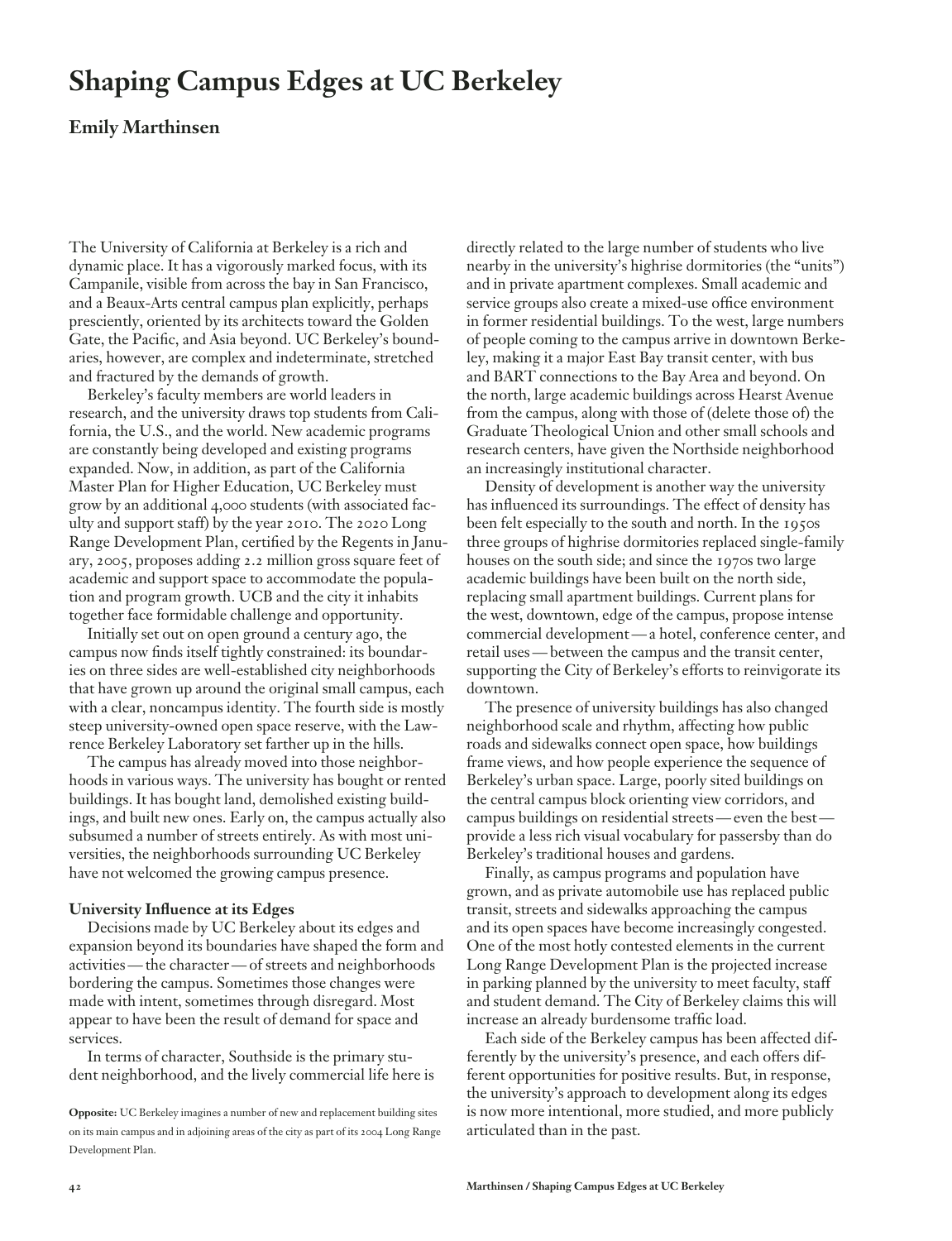# Shaping Campus Edges at UC Berkeley

## Emily Marthinsen

The University of California at Berkeley is a rich and dynamic place. It has a vigorously marked focus, with its Campanile, visible from across the bay in San Francisco, and a Beaux-Arts central campus plan explicitly, perhaps presciently, oriented by its architects toward the Golden Gate, the Pacific, and Asia beyond. UC Berkeley's boundaries, however, are complex and indeterminate, stretched and fractured by the demands of growth.

Berkeley's faculty members are world leaders in research, and the university draws top students from California, the U.S., and the world. New academic programs are constantly being developed and existing programs expanded. Now, in addition, as part of the California Master Plan for Higher Education, UC Berkeley must grow by an additional 4,000 students (with associated faculty and support staff) by the year 2010. The 2020 Long Range Development Plan, certified by the Regents in January, 2005, proposes adding 2.2 million gross square feet of academic and support space to accommodate the population and program growth. UCB and the city it inhabits together face formidable challenge and opportunity.

Initially set out on open ground a century ago, the campus now finds itself tightly constrained: its boundaries on three sides are well-established city neighborhoods that have grown up around the original small campus, each with a clear, noncampus identity. The fourth side is mostly steep university-owned open space reserve, with the Lawrence Berkeley Laboratory set farther up in the hills.

The campus has already moved into those neighborhoods in various ways. The university has bought or rented buildings. It has bought land, demolished existing buildings, and built new ones. Early on, the campus actually also subsumed a number of streets entirely. As with most universities, the neighborhoods surrounding UC Berkeley have not welcomed the growing campus presence.

**University Influence at its Edges**

Decisions made by UC Berkeley about its edges and expansion beyond its boundaries have shaped the form and activities—the character—of streets and neighborhoods bordering the campus. Sometimes those changes were made with intent, sometimes through disregard. Most appear to have been the result of demand for space and services.

In terms of character, Southside is the primary student neighborhood, and the lively commercial life here is directly related to the large number of students who live nearby in the university's highrise dormitories (the "units") and in private apartment complexes. Small academic and service groups also create a mixed-use office environment in former residential buildings. To the west, large numbers of people coming to the campus arrive in downtown Berkeley, making it a major East Bay transit center, with bus and BART connections to the Bay Area and beyond. On the north, large academic buildings across Hearst Avenue from the campus, along with those of (delete those of) the Graduate Theological Union and other small schools and research centers, have given the Northside neighborhood an increasingly institutional character.

Density of development is another way the university has influenced its surroundings. The effect of density has been felt especially to the south and north. In the 1950s three groups of highrise dormitories replaced single-family houses on the south side; and since the 1970s two large academic buildings have been built on the north side, replacing small apartment buildings. Current plans for the west, downtown, edge of the campus, propose intense commercial development—a hotel, conference center, and retail uses—between the campus and the transit center, supporting the City of Berkeley's efforts to reinvigorate its downtown.

The presence of university buildings has also changed neighborhood scale and rhythm, affecting how public roads and sidewalks connect open space, how buildings frame views, and how people experience the sequence of Berkeley's urban space. Large, poorly sited buildings on the central campus block orienting view corridors, and campus buildings on residential streets—even the best—provide a less rich visual vocabulary for passersby than do Berkeley's traditional houses and gardens.

Finally, as campus programs and population have grown, and as private automobile use has replaced public transit, streets and sidewalks approaching the campus and its open spaces have become increasingly congested. One of the most hotly contested elements in the current Long Range Development Plan is the projected increase in parking planned by the university to meet faculty, staff and student demand. The City of Berkeley claims this will increase an already burdensome traffic load.

Each side of the Berkeley campus has been affected differently by the university's presence, and each offers different opportunities for positive results. But, in response, the university's approach to development along its edges is now more intentional, more studied, and more publicly articulated than in the past.

**Opposite:** UC Berkeley imagines a number of new and replacement building sites on its main campus and in adjoining areas of the city as part of its 2004 Long Range Development Plan.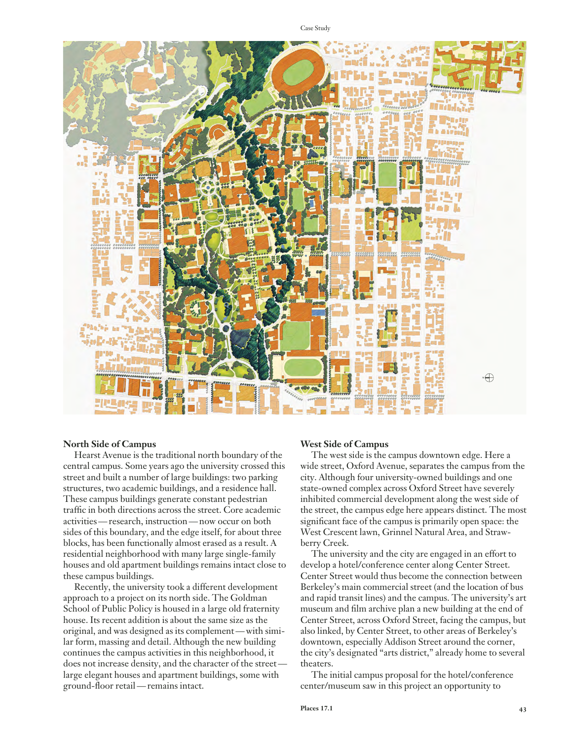## North Side of Campus

Hearst Avenue is the traditional north boundary of the central campus. Some years ago the university crossed this street and built a number of large buildings: two parking structures, two academic buildings, and a residence hall. These campus buildings generate constant pedestrian traffic in both directions across the street. Core academic activities—research, instruction—now occur on both sides of this boundary, and the edge itself, for about three blocks, has been functionally almost erased as a result. A residential neighborhood with many large single-family houses and old apartment buildings remains intact close to these campus buildings.

Recently, the university took a different development approach to a project on its north side. The Goldman School of Public Policy is housed in a large old fraternity house. Its recent addition is about the same size as the original, and was designed as its complement—with similar form, massing and detail. Although the new building continues the campus activities in this neighborhood, it does not increase density, and the character of the street—large elegant houses and apartment buildings, some with ground-floor retail—remains intact.

## West Side of Campus

The west side is the campus downtown edge. Here a wide street, Oxford Avenue, separates the campus from the city. Although four university-owned buildings and one state-owned complex across Oxford Street have severely inhibited commercial development along the west side of the street, the campus edge here appears distinct. The most significant face of the campus is primarily open space: the West Crescent lawn, Grinnel Natural Area, and Strawberry Creek.

The university and the city are engaged in an effort to develop a hotel/conference center along Center Street. Center Street would thus become the connection between Berkeley's main commercial street (and the location of bus and rapid transit lines) and the campus. The university's art museum and film archive plan a new building at the end of Center Street, across Oxford Street, facing the campus, but also linked, by Center Street, to other areas of Berkeley's downtown, especially Addison Street around the corner, the city's designated "arts district," already home to several theaters.

The initial campus proposal for the hotel/conference center/museum saw in this project an opportunity to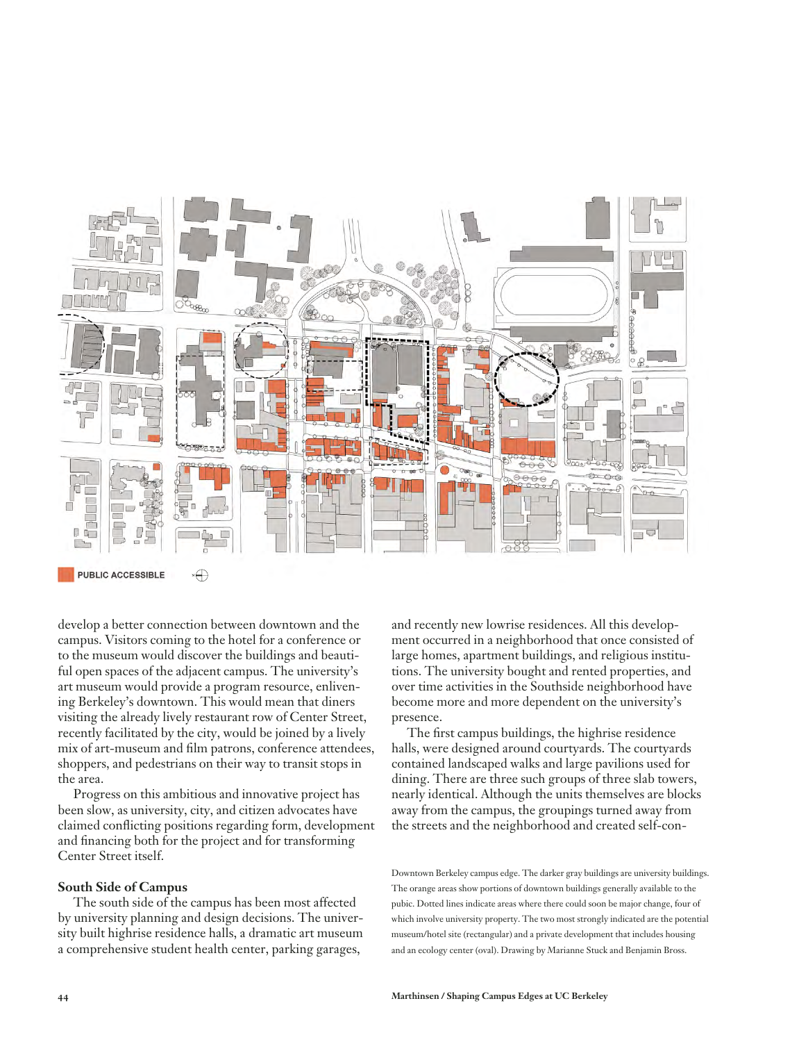PUBLIC ACCESSIBLE

develop a better connection between downtown and the campus. Visitors coming to the hotel for a conference or to the museum would discover the buildings and beautiful open spaces of the adjacent campus. The university's art museum would provide a program resource, enlivening Berkeley's downtown. This would mean that diners visiting the already lively restaurant row of Center Street, recently facilitated by the city, would be joined by a lively mix of art-museum and film patrons, conference attendees, shoppers, and pedestrians on their way to transit stops in the area.

Progress on this ambitious and innovative project has been slow, as university, city, and citizen advocates have claimed conflicting positions regarding form, development and financing both for the project and for transforming Center Street itself.

### South Side of Campus

The south side of the campus has been most affected by university planning and design decisions. The university built highrise residence halls, a dramatic art museum a comprehensive student health center, parking garages, and recently new lowrise residences. All this development occurred in a neighborhood that once consisted of large homes, apartment buildings, and religious institutions. The university bought and rented properties, and over time activities in the Southside neighborhood have become more and more dependent on the university's presence.

The first campus buildings, the highrise residence halls, were designed around courtyards. The courtyards contained landscaped walks and large pavilions used for dining. There are three such groups of three slab towers, nearly identical. Although the units themselves are blocks away from the campus, the groupings turned away from the streets and the neighborhood and created self-con-

Downtown Berkeley campus edge. The darker gray buildings are university buildings. The orange areas show portions of downtown buildings generally available to the pubic. Dotted lines indicate areas where there could soon be major change, four of which involve university property. The two most strongly indicated are the potential museum/hotel site (rectangular) and a private development that includes housing and an ecology center (oval). Drawing by Marianne Stuck and Benjamin Bross.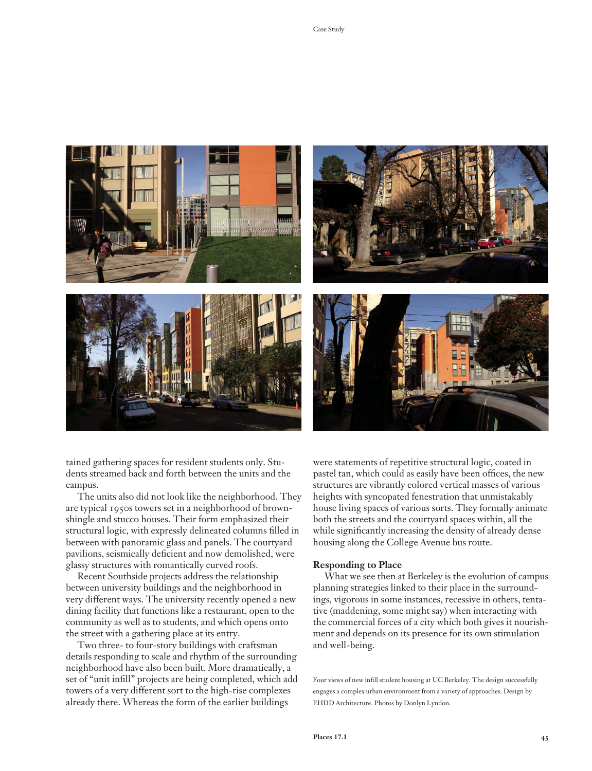tained gathering spaces for resident students only. Students streamed back and forth between the units and the campus.

The units also did not look like the neighborhood. They are typical 1950s towers set in a neighborhood of brown-shingle and stucco houses. Their form emphasized their structural logic, with expressly delineated columns filled in between with panoramic glass and panels. The courtyard pavilions, seismically deficient and now demolished, were glassy structures with romantically curved roofs.

Recent Southside projects address the relationship between university buildings and the neighborhood in very different ways. The university recently opened a new dining facility that functions like a restaurant, open to the community as well as to students, and which opens onto the street with a gathering place at its entry.

Two three- to four-story buildings with craftsman details responding to scale and rhythm of the surrounding neighborhood have also been built. More dramatically, a set of "unit infill" projects are being completed, which add towers of a very different sort to the high-rise complexes already there. Whereas the form of the earlier buildings were statements of repetitive structural logic, coated in pastel tan, which could as easily have been offices, the new structures are vibrantly colored vertical masses of various heights with syncopated fenestration that unmistakably house living spaces of various sorts. They formally animate both the streets and the courtyard spaces within, all the while significantly increasing the density of already dense housing along the College Avenue bus route.

### Responding to Place

What we see then at Berkeley is the evolution of campus planning strategies linked to their place in the surroundings, vigorous in some instances, recessive in others, tentative (maddening, some might say) when interacting with the commercial forces of a city which both gives it nourishment and depends on its presence for its own stimulation and well-being.

Four views of new infill student housing at UC Berkeley. The design successfully engages a complex urban environment from a variety of approaches. Design by EHDD Architecture. Photos by Donlyn Lyndon.